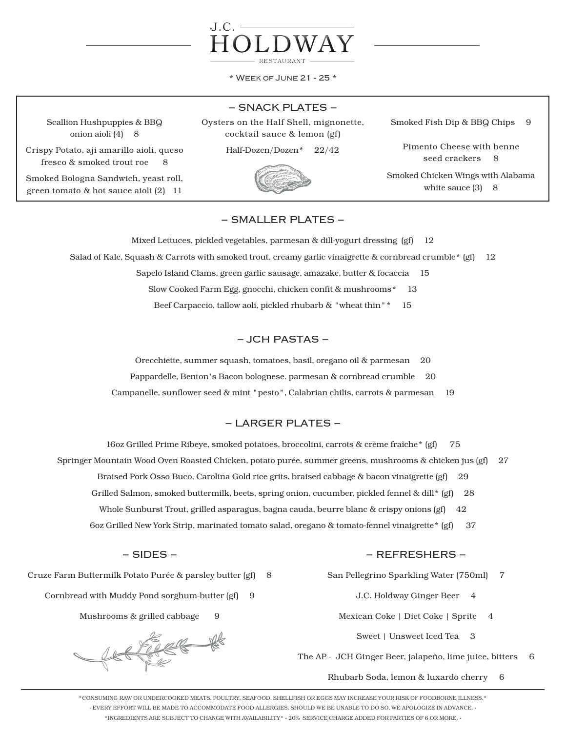# J.C. HOLDWAY

RESTAURANT

* Week of June 21 - 25 *

## – SNACK PLATES –

Scallion Hushpuppies & BBQ onion aioli (4) 8

Crispy Potato, aji amarillo aioli, queso fresco & smoked trout roe 8

Smoked Bologna Sandwich, yeast roll, green tomato & hot sauce aioli (2) 11

Oysters on the Half Shell, mignonette, cocktail sauce & lemon (gf)

Half-Dozen/Dozen* 22/42

Smoked Fish Dip & BBQ Chips 9

Pimento Cheese with benne seed crackers 8

Smoked Chicken Wings with Alabama white sauce (3) 8

## – SMALLER PLATES –

Mixed Lettuces, pickled vegetables, parmesan & dill-yogurt dressing (gf) 12

Salad of Kale, Squash & Carrots with smoked trout, creamy garlic vinaigrette & cornbread crumble* (gf) 12

Sapelo Island Clams, green garlic sausage, amazake, butter & focaccia 15

Slow Cooked Farm Egg, gnocchi, chicken confit & mushrooms* 13

Beef Carpaccio, tallow aoli, pickled rhubarb & "wheat thin"* 15

## – JCH PASTAS –

Orecchiette, summer squash, tomatoes, basil, oregano oil & parmesan 20

Pappardelle, Benton's Bacon bolognese. parmesan & cornbread crumble 20

Campanelle, sunflower seed & mint "pesto", Calabrian chilis, carrots & parmesan 19

## – LARGER PLATES –

16oz Grilled Prime Ribeye, smoked potatoes, broccolini, carrots & crème fraîche* (gf) 75

Springer Mountain Wood Oven Roasted Chicken, potato purée, summer greens, mushrooms & chicken jus (gf) 27

Braised Pork Osso Buco, Carolina Gold rice grits, braised cabbage & bacon vinaigrette (gf) 29

Grilled Salmon, smoked buttermilk, beets, spring onion, cucumber, pickled fennel & dill* (gf) 28

Whole Sunburst Trout, grilled asparagus, bagna cauda, beurre blanc & crispy onions (gf) 42

6oz Grilled New York Strip, marinated tomato salad, oregano & tomato-fennel vinaigrette* (gf) 37

## – SIDES –

Cruze Farm Buttermilk Potato Purée & parsley butter (gf) 8

Cornbread with Muddy Pond sorghum-butter (gf) 9

Mushrooms & grilled cabbage 9

## – REFRESHERS –

San Pellegrino Sparkling Water (750ml) 7

J.C. Holdway Ginger Beer 4

Mexican Coke | Diet Coke | Sprite 4

Sweet | Unsweet Iced Tea 3

The AP - JCH Ginger Beer, jalapeño, lime juice, bitters 6

Rhubarb Soda, lemon & luxardo cherry 6

*CONSUMING RAW OR UNDERCOOKED MEATS, POULTRY, SEAFOOD, SHELLFISH OR EGGS MAY INCREASE YOUR RISK OF FOODBORNE ILLNESS.*

• EVERY EFFORT WILL BE MADE TO ACCOMMODATE FOOD ALLERGIES. SHOULD WE BE UNABLE TO DO SO, WE APOLOGIZE IN ADVANCE. •

*INGREDIENTS ARE SUBJECT TO CHANGE WITH AVAILABILITY* • 20% SERVICE CHARGE ADDED FOR PARTIES OF 6 OR MORE. •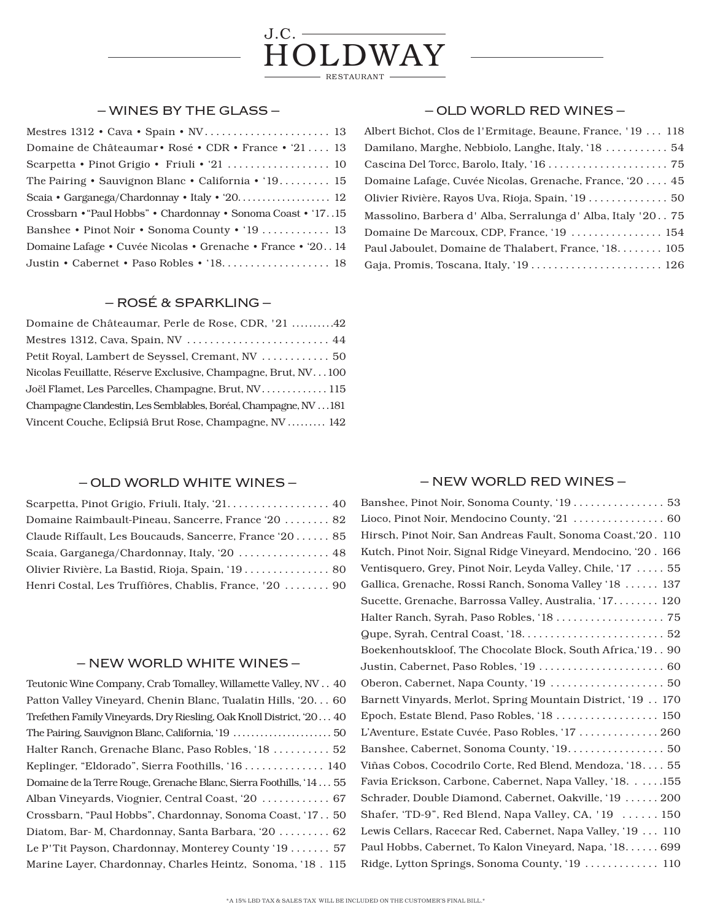# J.C. HOLDWAY

RESTAURANT

## – WINES BY THE GLASS –

Mestres 1312 • Cava • Spain • NV . . . . . . . . . . . . . . . . . . . . . . 13
Domaine de Châteaumar • Rosé • CDR • France • '21 . . . . 13
Scarpetta • Pinot Grigio • Friuli • '21 . . . . . . . . . . . . . . . . . . 10
The Pairing • Sauvignon Blanc • California • '19 . . . . . . . . . 15
Scaia • Garganega/Chardonnay • Italy • '20 . . . . . . . . . . . . . . . . . . 12
Crossbarn • "Paul Hobbs" • Chardonnay • Sonoma Coast • '17 . . 15
Banshee • Pinot Noir • Sonoma County • '19 . . . . . . . . . . . . 13
Domaine Lafage • Cuvée Nicolas • Grenache • France • '20 . . 14
Justin • Cabernet • Paso Robles • '18 . . . . . . . . . . . . . . . . . . . 18

## – ROSÉ & SPARKLING –

Domaine de Châteaumar, Perle de Rose, CDR, '21 . . . . . . . . . 42
Mestres 1312, Cava, Spain, NV . . . . . . . . . . . . . . . . . . . . . . . . . 44
Petit Royal, Lambert de Seyssel, Cremant, NV . . . . . . . . . . . . 50
Nicolas Feuillatte, Réserve Exclusive, Champagne, Brut, NV . . . 100
Joël Flamet, Les Parcelles, Champagne, Brut, NV . . . . . . . . . . . . . 115
Champagne Clandestin, Les Semblables, Boréal, Champagne, NV . . . 181
Vincent Couche, Eclipsiâ Brut Rose, Champagne, NV . . . . . . . . . 142

## – OLD WORLD WHITE WINES –

Scarpetta, Pinot Grigio, Friuli, Italy, '21 . . . . . . . . . . . . . . . . . . 40
Domaine Raimbault-Pineau, Sancerre, France '20 . . . . . . . . 82
Claude Riffault, Les Boucauds, Sancerre, France '20 . . . . . . 85
Scaia, Garganega/Chardonnay, Italy, '20 . . . . . . . . . . . . . . . . 48
Olivier Rivière, La Bastid, Rioja, Spain, '19 . . . . . . . . . . . . . . . 80
Henri Costal, Les Truffiôres, Chablis, France, '20 . . . . . . . . 90

## – NEW WORLD WHITE WINES –

Teutonic Wine Company, Crab Tomalley, Willamette Valley, NV . . 40
Patton Valley Vineyard, Chenin Blanc, Tualatin Hills, '20 . . . 60
Trefethen Family Vineyards, Dry Riesling, Oak Knoll District, '20 . . . 40
The Pairing, Sauvignon Blanc, California, '19 . . . . . . . . . . . . . . . . . . . . . 50
Halter Ranch, Grenache Blanc, Paso Robles, '18 . . . . . . . . . . 52
Keplinger, "Eldorado", Sierra Foothills, '16 . . . . . . . . . . . . . . 140
Domaine de la Terre Rouge, Grenache Blanc, Sierra Foothills, '14 . . . 55
Alban Vineyards, Viognier, Central Coast, '20 . . . . . . . . . . . . 67
Crossbarn, "Paul Hobbs", Chardonnay, Sonoma Coast, '17 . . 50
Diatom, Bar- M, Chardonnay, Santa Barbara, '20 . . . . . . . . . 62
Le P'Tit Payson, Chardonnay, Monterey County '19 . . . . . . . 57
Marine Layer, Chardonnay, Charles Heintz, Sonoma, '18 . 115

## – OLD WORLD RED WINES –

Albert Bichot, Clos de l'Ermitage, Beaune, France, '19 . . . 118
Damilano, Marghe, Nebbiolo, Langhe, Italy, '18 . . . . . . . . . . . 54
Cascina Del Torcc, Barolo, Italy, '16 . . . . . . . . . . . . . . . . . . . . . 75
Domaine Lafage, Cuvée Nicolas, Grenache, France, '20 . . . . 45
Olivier Rivière, Rayos Uva, Rioja, Spain, '19 . . . . . . . . . . . . . . 50
Massolino, Barbera d' Alba, Serralunga d' Alba, Italy '20 . . 75
Domaine De Marcoux, CDP, France, '19 . . . . . . . . . . . . . . . . 154
Paul Jaboulet, Domaine de Thalabert, France, '18. . . . . . . . 105
Gaja, Promis, Toscana, Italy, '19 . . . . . . . . . . . . . . . . . . . . . . . 126

## – NEW WORLD RED WINES –

Banshee, Pinot Noir, Sonoma County, '19 . . . . . . . . . . . . . . . . 53
Lioco, Pinot Noir, Mendocino County, '21 . . . . . . . . . . . . . . . . 60
Hirsch, Pinot Noir, San Andreas Fault, Sonoma Coast,'20 . 110
Kutch, Pinot Noir, Signal Ridge Vineyard, Mendocino, '20 . 166
Ventisquero, Grey, Pinot Noir, Leyda Valley, Chile, '17 . . . . . 55
Gallica, Grenache, Rossi Ranch, Sonoma Valley '18 . . . . . . 137
Sucette, Grenache, Barrossa Valley, Australia, '17. . . . . . . . 120
Halter Ranch, Syrah, Paso Robles, '18 . . . . . . . . . . . . . . . . . . . 75
Qupe, Syrah, Central Coast, '18. . . . . . . . . . . . . . . . . . . . . . . . . 52
Boekenhoutskloof, The Chocolate Block, South Africa,'19 . . 90
Justin, Cabernet, Paso Robles, '19 . . . . . . . . . . . . . . . . . . . . . . 60
Oberon, Cabernet, Napa County, '19 . . . . . . . . . . . . . . . . . . . . 50
Barnett Vinyards, Merlot, Spring Mountain District, '19 . . 170
Epoch, Estate Blend, Paso Robles, '18 . . . . . . . . . . . . . . . . . . 150
L'Aventure, Estate Cuvée, Paso Robles, '17 . . . . . . . . . . . . . . 260
Banshee, Cabernet, Sonoma County, '19. . . . . . . . . . . . . . . . . 50
Viñas Cobos, Cocodrilo Corte, Red Blend, Mendoza, '18. . . . 55
Favia Erickson, Carbone, Cabernet, Napa Valley, '18. . . . . .155
Schrader, Double Diamond, Cabernet, Oakville, '19 . . . . . . 200
Shafer, 'TD-9", Red Blend, Napa Valley, CA, '19 . . . . . . 150
Lewis Cellars, Racecar Red, Cabernet, Napa Valley, '19 . . . 110
Paul Hobbs, Cabernet, To Kalon Vineyard, Napa, '18. . . . . . 699
Ridge, Lytton Springs, Sonoma County, '19 . . . . . . . . . . . . . 110

*A 15% LBD TAX & SALES TAX WILL BE INCLUDED ON THE CUSTOMER'S FINAL BILL.*